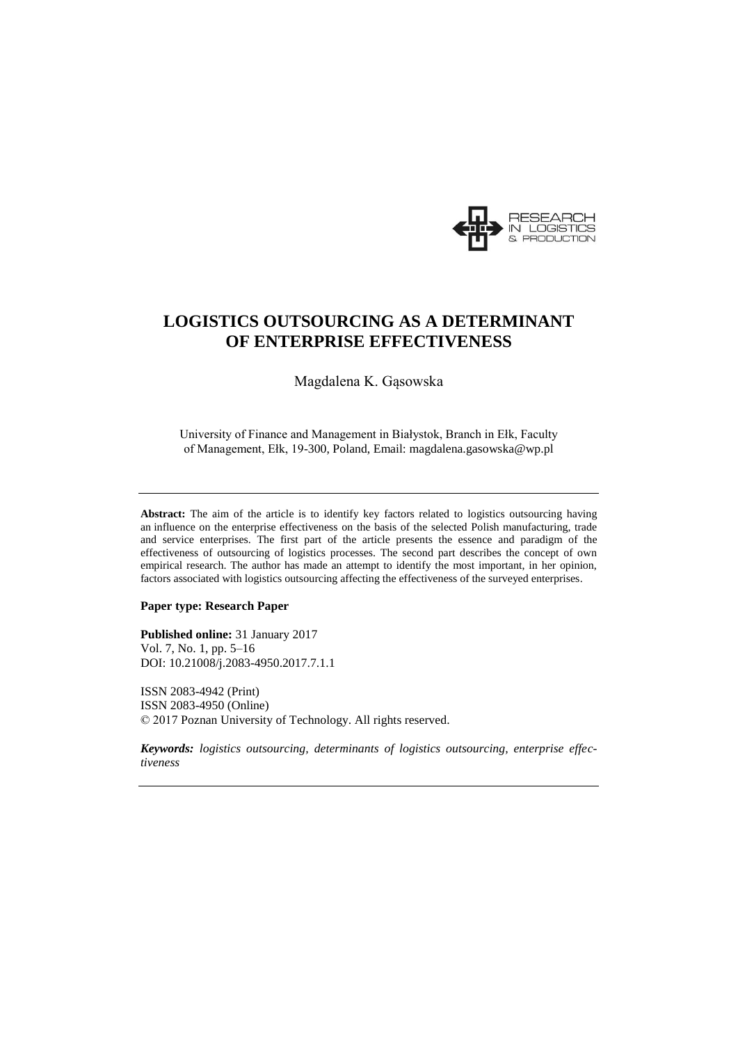# LOGISTICS OUTSOURCING AS A DETERMINANT OF ENTERPRISE EFFECTIVENESS

Magdalena K. Gąsowska

University of Finance and Management in Białystok, Branch in Ełk, Faculty of Management, Ełk, 19-300, Poland, Email: magdalena.gasowska@wp.pl

---

**Abstract:** The aim of the article is to identify key factors related to logistics outsourcing having an influence on the enterprise effectiveness on the basis of the selected Polish manufacturing, trade and service enterprises. The first part of the article presents the essence and paradigm of the effectiveness of outsourcing of logistics processes. The second part describes the concept of own empirical research. The author has made an attempt to identify the most important, in her opinion, factors associated with logistics outsourcing affecting the effectiveness of the surveyed enterprises.

**Paper type: Research Paper**

**Published online:** 31 January 2017
Vol. 7, No. 1, pp. 5–16
DOI: 10.21008/j.2083-4950.2017.7.1.1

ISSN 2083-4942 (Print)
ISSN 2083-4950 (Online)
© 2017 Poznan University of Technology. All rights reserved.

***Keywords:*** *logistics outsourcing, determinants of logistics outsourcing, enterprise effectiveness*

---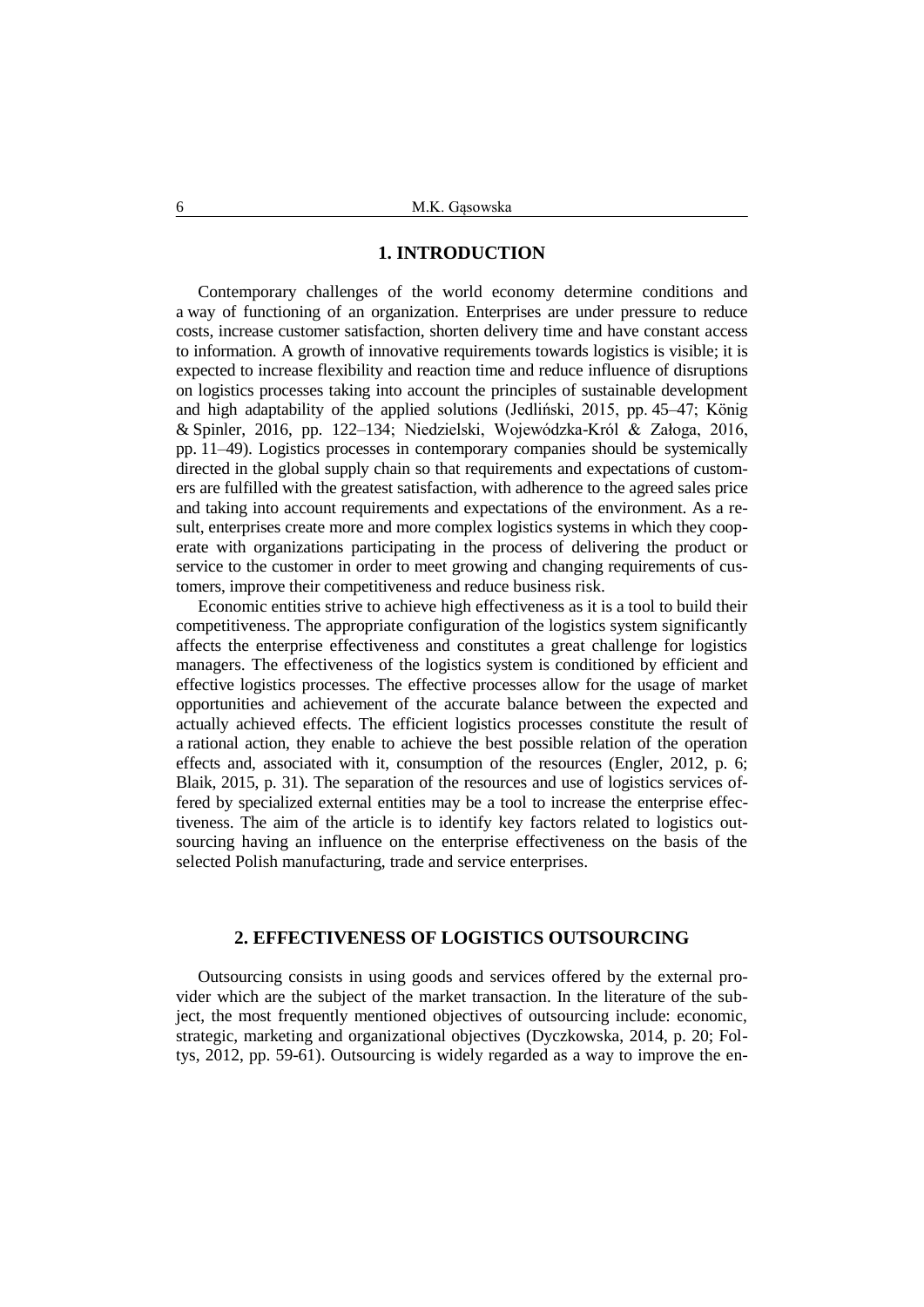## 1. INTRODUCTION

Contemporary challenges of the world economy determine conditions and a way of functioning of an organization. Enterprises are under pressure to reduce costs, increase customer satisfaction, shorten delivery time and have constant access to information. A growth of innovative requirements towards logistics is visible; it is expected to increase flexibility and reaction time and reduce influence of disruptions on logistics processes taking into account the principles of sustainable development and high adaptability of the applied solutions (Jedliński, 2015, pp. 45–47; König & Spinler, 2016, pp. 122–134; Niedzielski, Wojewódzka-Król & Załoga, 2016, pp. 11–49). Logistics processes in contemporary companies should be systemically directed in the global supply chain so that requirements and expectations of customers are fulfilled with the greatest satisfaction, with adherence to the agreed sales price and taking into account requirements and expectations of the environment. As a result, enterprises create more and more complex logistics systems in which they cooperate with organizations participating in the process of delivering the product or service to the customer in order to meet growing and changing requirements of customers, improve their competitiveness and reduce business risk.

Economic entities strive to achieve high effectiveness as it is a tool to build their competitiveness. The appropriate configuration of the logistics system significantly affects the enterprise effectiveness and constitutes a great challenge for logistics managers. The effectiveness of the logistics system is conditioned by efficient and effective logistics processes. The effective processes allow for the usage of market opportunities and achievement of the accurate balance between the expected and actually achieved effects. The efficient logistics processes constitute the result of a rational action, they enable to achieve the best possible relation of the operation effects and, associated with it, consumption of the resources (Engler, 2012, p. 6; Blaik, 2015, p. 31). The separation of the resources and use of logistics services offered by specialized external entities may be a tool to increase the enterprise effectiveness. The aim of the article is to identify key factors related to logistics outsourcing having an influence on the enterprise effectiveness on the basis of the selected Polish manufacturing, trade and service enterprises.

## 2. EFFECTIVENESS OF LOGISTICS OUTSOURCING

Outsourcing consists in using goods and services offered by the external provider which are the subject of the market transaction. In the literature of the subject, the most frequently mentioned objectives of outsourcing include: economic, strategic, marketing and organizational objectives (Dyczkowska, 2014, p. 20; Foltys, 2012, pp. 59-61). Outsourcing is widely regarded as a way to improve the en-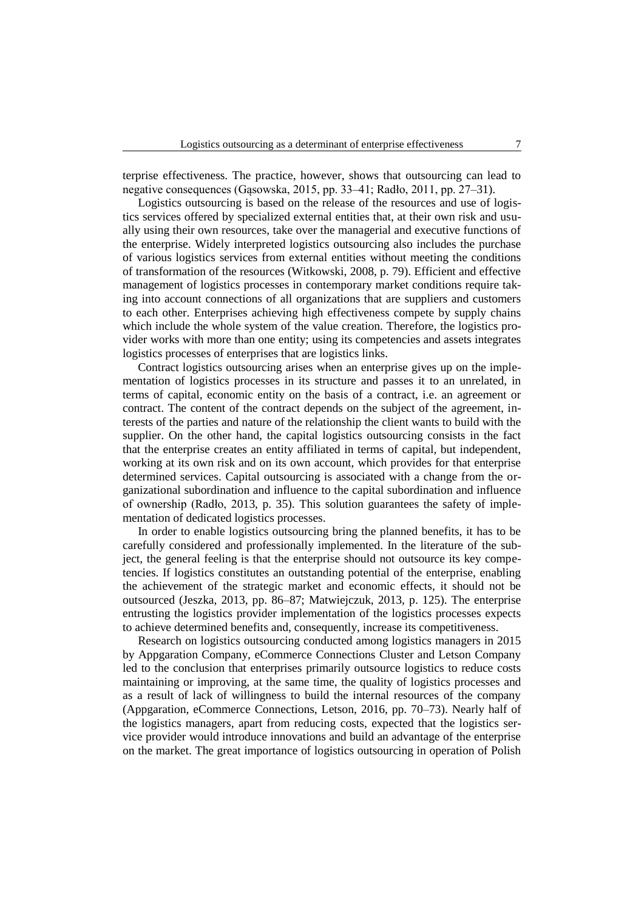terprise effectiveness. The practice, however, shows that outsourcing can lead to negative consequences (Gąsowska, 2015, pp. 33–41; Radło, 2011, pp. 27–31).

Logistics outsourcing is based on the release of the resources and use of logistics services offered by specialized external entities that, at their own risk and usually using their own resources, take over the managerial and executive functions of the enterprise. Widely interpreted logistics outsourcing also includes the purchase of various logistics services from external entities without meeting the conditions of transformation of the resources (Witkowski, 2008, p. 79). Efficient and effective management of logistics processes in contemporary market conditions require taking into account connections of all organizations that are suppliers and customers to each other. Enterprises achieving high effectiveness compete by supply chains which include the whole system of the value creation. Therefore, the logistics provider works with more than one entity; using its competencies and assets integrates logistics processes of enterprises that are logistics links.

Contract logistics outsourcing arises when an enterprise gives up on the implementation of logistics processes in its structure and passes it to an unrelated, in terms of capital, economic entity on the basis of a contract, i.e. an agreement or contract. The content of the contract depends on the subject of the agreement, interests of the parties and nature of the relationship the client wants to build with the supplier. On the other hand, the capital logistics outsourcing consists in the fact that the enterprise creates an entity affiliated in terms of capital, but independent, working at its own risk and on its own account, which provides for that enterprise determined services. Capital outsourcing is associated with a change from the organizational subordination and influence to the capital subordination and influence of ownership (Radło, 2013, p. 35). This solution guarantees the safety of implementation of dedicated logistics processes.

In order to enable logistics outsourcing bring the planned benefits, it has to be carefully considered and professionally implemented. In the literature of the subject, the general feeling is that the enterprise should not outsource its key competencies. If logistics constitutes an outstanding potential of the enterprise, enabling the achievement of the strategic market and economic effects, it should not be outsourced (Jeszka, 2013, pp. 86–87; Matwiejczuk, 2013, p. 125). The enterprise entrusting the logistics provider implementation of the logistics processes expects to achieve determined benefits and, consequently, increase its competitiveness.

Research on logistics outsourcing conducted among logistics managers in 2015 by Appgaration Company, eCommerce Connections Cluster and Letson Company led to the conclusion that enterprises primarily outsource logistics to reduce costs maintaining or improving, at the same time, the quality of logistics processes and as a result of lack of willingness to build the internal resources of the company (Appgaration, eCommerce Connections, Letson, 2016, pp. 70–73). Nearly half of the logistics managers, apart from reducing costs, expected that the logistics service provider would introduce innovations and build an advantage of the enterprise on the market. The great importance of logistics outsourcing in operation of Polish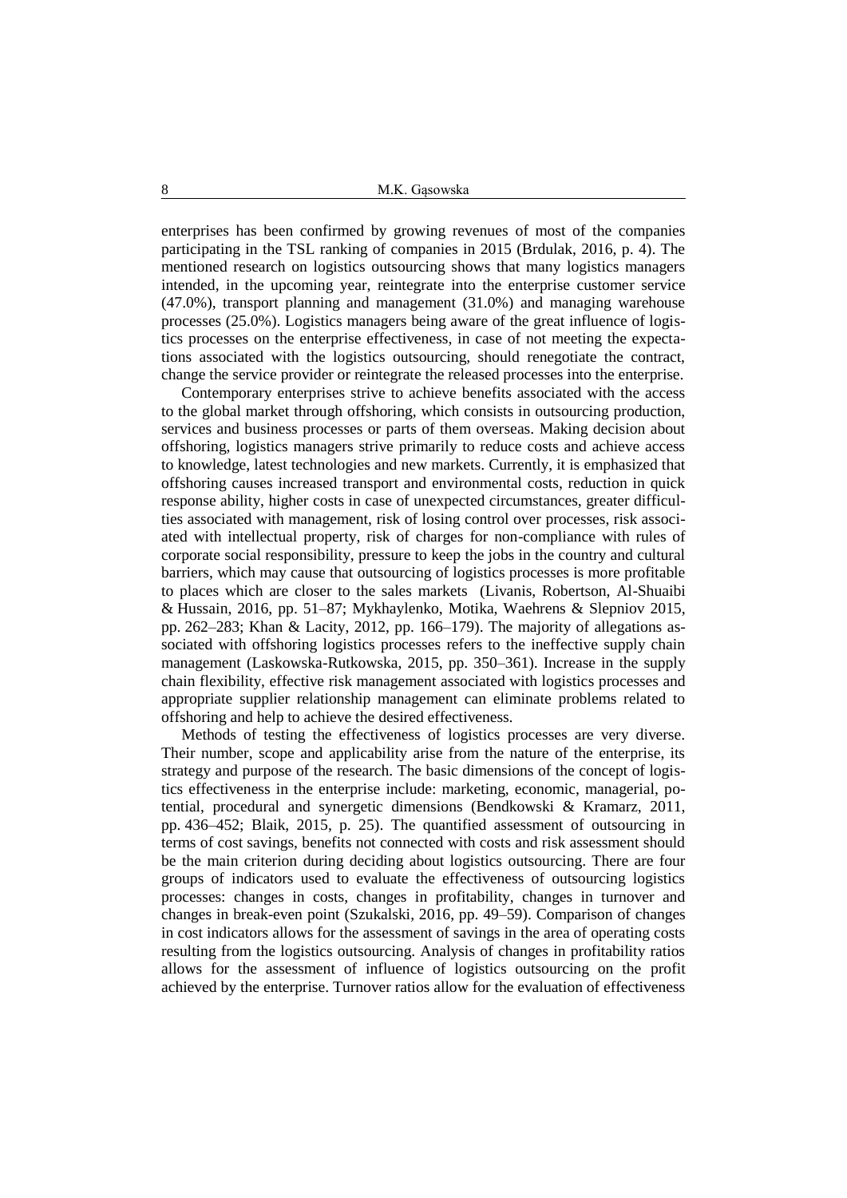enterprises has been confirmed by growing revenues of most of the companies participating in the TSL ranking of companies in 2015 (Brdulak, 2016, p. 4). The mentioned research on logistics outsourcing shows that many logistics managers intended, in the upcoming year, reintegrate into the enterprise customer service (47.0%), transport planning and management (31.0%) and managing warehouse processes (25.0%). Logistics managers being aware of the great influence of logistics processes on the enterprise effectiveness, in case of not meeting the expectations associated with the logistics outsourcing, should renegotiate the contract, change the service provider or reintegrate the released processes into the enterprise.

Contemporary enterprises strive to achieve benefits associated with the access to the global market through offshoring, which consists in outsourcing production, services and business processes or parts of them overseas. Making decision about offshoring, logistics managers strive primarily to reduce costs and achieve access to knowledge, latest technologies and new markets. Currently, it is emphasized that offshoring causes increased transport and environmental costs, reduction in quick response ability, higher costs in case of unexpected circumstances, greater difficulties associated with management, risk of losing control over processes, risk associated with intellectual property, risk of charges for non-compliance with rules of corporate social responsibility, pressure to keep the jobs in the country and cultural barriers, which may cause that outsourcing of logistics processes is more profitable to places which are closer to the sales markets (Livanis, Robertson, Al-Shuaibi & Hussain, 2016, pp. 51–87; Mykhaylenko, Motika, Waehrens & Slepniov 2015, pp. 262–283; Khan & Lacity, 2012, pp. 166–179). The majority of allegations associated with offshoring logistics processes refers to the ineffective supply chain management (Laskowska-Rutkowska, 2015, pp. 350–361). Increase in the supply chain flexibility, effective risk management associated with logistics processes and appropriate supplier relationship management can eliminate problems related to offshoring and help to achieve the desired effectiveness.

Methods of testing the effectiveness of logistics processes are very diverse. Their number, scope and applicability arise from the nature of the enterprise, its strategy and purpose of the research. The basic dimensions of the concept of logistics effectiveness in the enterprise include: marketing, economic, managerial, potential, procedural and synergetic dimensions (Bendkowski & Kramarz, 2011, pp. 436–452; Blaik, 2015, p. 25). The quantified assessment of outsourcing in terms of cost savings, benefits not connected with costs and risk assessment should be the main criterion during deciding about logistics outsourcing. There are four groups of indicators used to evaluate the effectiveness of outsourcing logistics processes: changes in costs, changes in profitability, changes in turnover and changes in break-even point (Szukalski, 2016, pp. 49–59). Comparison of changes in cost indicators allows for the assessment of savings in the area of operating costs resulting from the logistics outsourcing. Analysis of changes in profitability ratios allows for the assessment of influence of logistics outsourcing on the profit achieved by the enterprise. Turnover ratios allow for the evaluation of effectiveness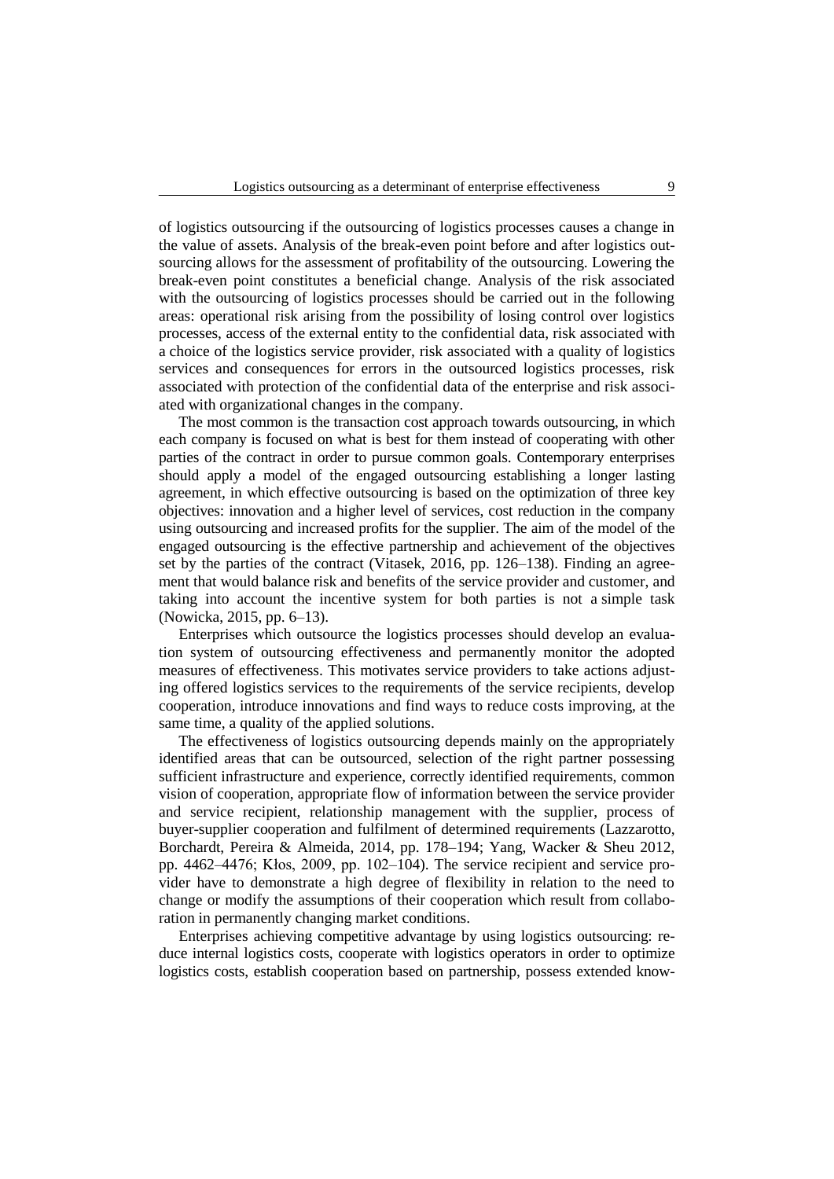of logistics outsourcing if the outsourcing of logistics processes causes a change in the value of assets. Analysis of the break-even point before and after logistics outsourcing allows for the assessment of profitability of the outsourcing. Lowering the break-even point constitutes a beneficial change. Analysis of the risk associated with the outsourcing of logistics processes should be carried out in the following areas: operational risk arising from the possibility of losing control over logistics processes, access of the external entity to the confidential data, risk associated with a choice of the logistics service provider, risk associated with a quality of logistics services and consequences for errors in the outsourced logistics processes, risk associated with protection of the confidential data of the enterprise and risk associated with organizational changes in the company.

The most common is the transaction cost approach towards outsourcing, in which each company is focused on what is best for them instead of cooperating with other parties of the contract in order to pursue common goals. Contemporary enterprises should apply a model of the engaged outsourcing establishing a longer lasting agreement, in which effective outsourcing is based on the optimization of three key objectives: innovation and a higher level of services, cost reduction in the company using outsourcing and increased profits for the supplier. The aim of the model of the engaged outsourcing is the effective partnership and achievement of the objectives set by the parties of the contract (Vitasek, 2016, pp. 126–138). Finding an agreement that would balance risk and benefits of the service provider and customer, and taking into account the incentive system for both parties is not a simple task (Nowicka, 2015, pp. 6–13).

Enterprises which outsource the logistics processes should develop an evaluation system of outsourcing effectiveness and permanently monitor the adopted measures of effectiveness. This motivates service providers to take actions adjusting offered logistics services to the requirements of the service recipients, develop cooperation, introduce innovations and find ways to reduce costs improving, at the same time, a quality of the applied solutions.

The effectiveness of logistics outsourcing depends mainly on the appropriately identified areas that can be outsourced, selection of the right partner possessing sufficient infrastructure and experience, correctly identified requirements, common vision of cooperation, appropriate flow of information between the service provider and service recipient, relationship management with the supplier, process of buyer-supplier cooperation and fulfilment of determined requirements (Lazzarotto, Borchardt, Pereira & Almeida, 2014, pp. 178–194; Yang, Wacker & Sheu 2012, pp. 4462–4476; Kłos, 2009, pp. 102–104). The service recipient and service provider have to demonstrate a high degree of flexibility in relation to the need to change or modify the assumptions of their cooperation which result from collaboration in permanently changing market conditions.

Enterprises achieving competitive advantage by using logistics outsourcing: reduce internal logistics costs, cooperate with logistics operators in order to optimize logistics costs, establish cooperation based on partnership, possess extended know-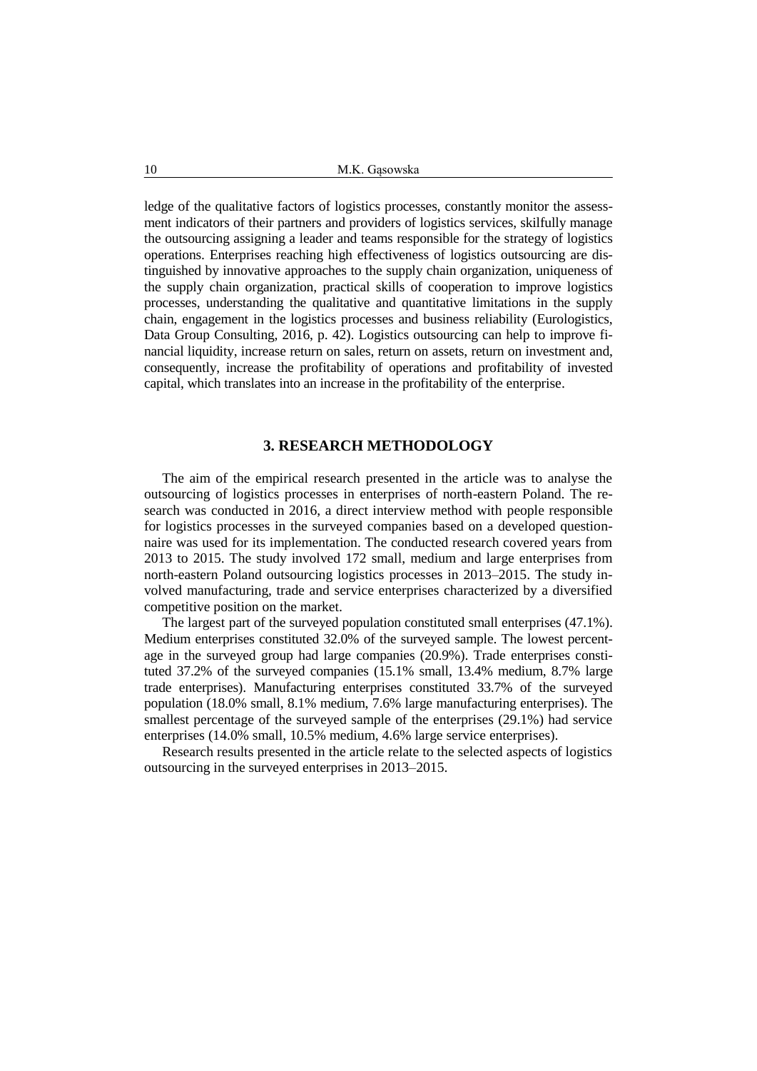ledge of the qualitative factors of logistics processes, constantly monitor the assessment indicators of their partners and providers of logistics services, skilfully manage the outsourcing assigning a leader and teams responsible for the strategy of logistics operations. Enterprises reaching high effectiveness of logistics outsourcing are distinguished by innovative approaches to the supply chain organization, uniqueness of the supply chain organization, practical skills of cooperation to improve logistics processes, understanding the qualitative and quantitative limitations in the supply chain, engagement in the logistics processes and business reliability (Eurologistics, Data Group Consulting, 2016, p. 42). Logistics outsourcing can help to improve financial liquidity, increase return on sales, return on assets, return on investment and, consequently, increase the profitability of operations and profitability of invested capital, which translates into an increase in the profitability of the enterprise.

## 3. RESEARCH METHODOLOGY

The aim of the empirical research presented in the article was to analyse the outsourcing of logistics processes in enterprises of north-eastern Poland. The research was conducted in 2016, a direct interview method with people responsible for logistics processes in the surveyed companies based on a developed questionnaire was used for its implementation. The conducted research covered years from 2013 to 2015. The study involved 172 small, medium and large enterprises from north-eastern Poland outsourcing logistics processes in 2013–2015. The study involved manufacturing, trade and service enterprises characterized by a diversified competitive position on the market.

The largest part of the surveyed population constituted small enterprises (47.1%). Medium enterprises constituted 32.0% of the surveyed sample. The lowest percentage in the surveyed group had large companies (20.9%). Trade enterprises constituted 37.2% of the surveyed companies (15.1% small, 13.4% medium, 8.7% large trade enterprises). Manufacturing enterprises constituted 33.7% of the surveyed population (18.0% small, 8.1% medium, 7.6% large manufacturing enterprises). The smallest percentage of the surveyed sample of the enterprises (29.1%) had service enterprises (14.0% small, 10.5% medium, 4.6% large service enterprises).

Research results presented in the article relate to the selected aspects of logistics outsourcing in the surveyed enterprises in 2013–2015.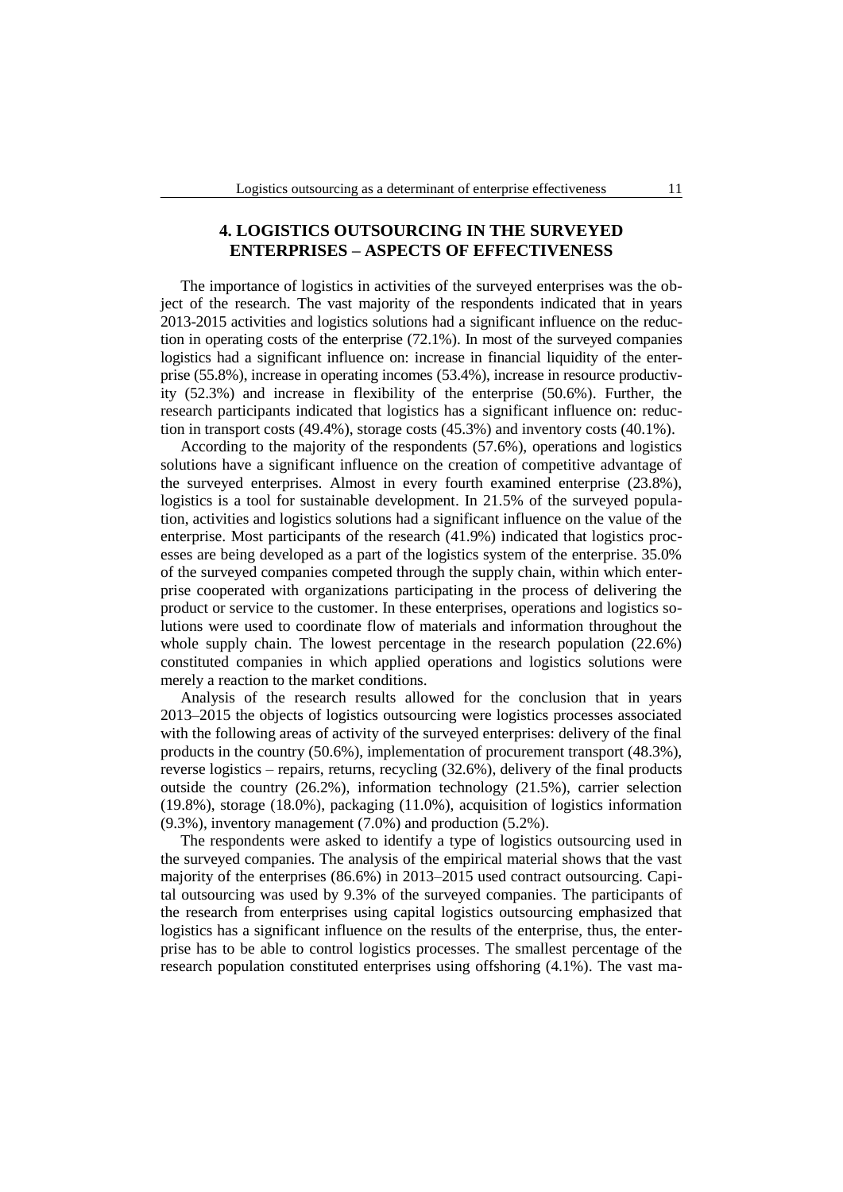## 4. LOGISTICS OUTSOURCING IN THE SURVEYED ENTERPRISES – ASPECTS OF EFFECTIVENESS

The importance of logistics in activities of the surveyed enterprises was the object of the research. The vast majority of the respondents indicated that in years 2013-2015 activities and logistics solutions had a significant influence on the reduction in operating costs of the enterprise (72.1%). In most of the surveyed companies logistics had a significant influence on: increase in financial liquidity of the enterprise (55.8%), increase in operating incomes (53.4%), increase in resource productivity (52.3%) and increase in flexibility of the enterprise (50.6%). Further, the research participants indicated that logistics has a significant influence on: reduction in transport costs (49.4%), storage costs (45.3%) and inventory costs (40.1%).

According to the majority of the respondents (57.6%), operations and logistics solutions have a significant influence on the creation of competitive advantage of the surveyed enterprises. Almost in every fourth examined enterprise (23.8%), logistics is a tool for sustainable development. In 21.5% of the surveyed population, activities and logistics solutions had a significant influence on the value of the enterprise. Most participants of the research (41.9%) indicated that logistics processes are being developed as a part of the logistics system of the enterprise. 35.0% of the surveyed companies competed through the supply chain, within which enterprise cooperated with organizations participating in the process of delivering the product or service to the customer. In these enterprises, operations and logistics solutions were used to coordinate flow of materials and information throughout the whole supply chain. The lowest percentage in the research population (22.6%) constituted companies in which applied operations and logistics solutions were merely a reaction to the market conditions.

Analysis of the research results allowed for the conclusion that in years 2013–2015 the objects of logistics outsourcing were logistics processes associated with the following areas of activity of the surveyed enterprises: delivery of the final products in the country (50.6%), implementation of procurement transport (48.3%), reverse logistics – repairs, returns, recycling (32.6%), delivery of the final products outside the country (26.2%), information technology (21.5%), carrier selection (19.8%), storage (18.0%), packaging (11.0%), acquisition of logistics information (9.3%), inventory management (7.0%) and production (5.2%).

The respondents were asked to identify a type of logistics outsourcing used in the surveyed companies. The analysis of the empirical material shows that the vast majority of the enterprises (86.6%) in 2013–2015 used contract outsourcing. Capital outsourcing was used by 9.3% of the surveyed companies. The participants of the research from enterprises using capital logistics outsourcing emphasized that logistics has a significant influence on the results of the enterprise, thus, the enterprise has to be able to control logistics processes. The smallest percentage of the research population constituted enterprises using offshoring (4.1%). The vast ma-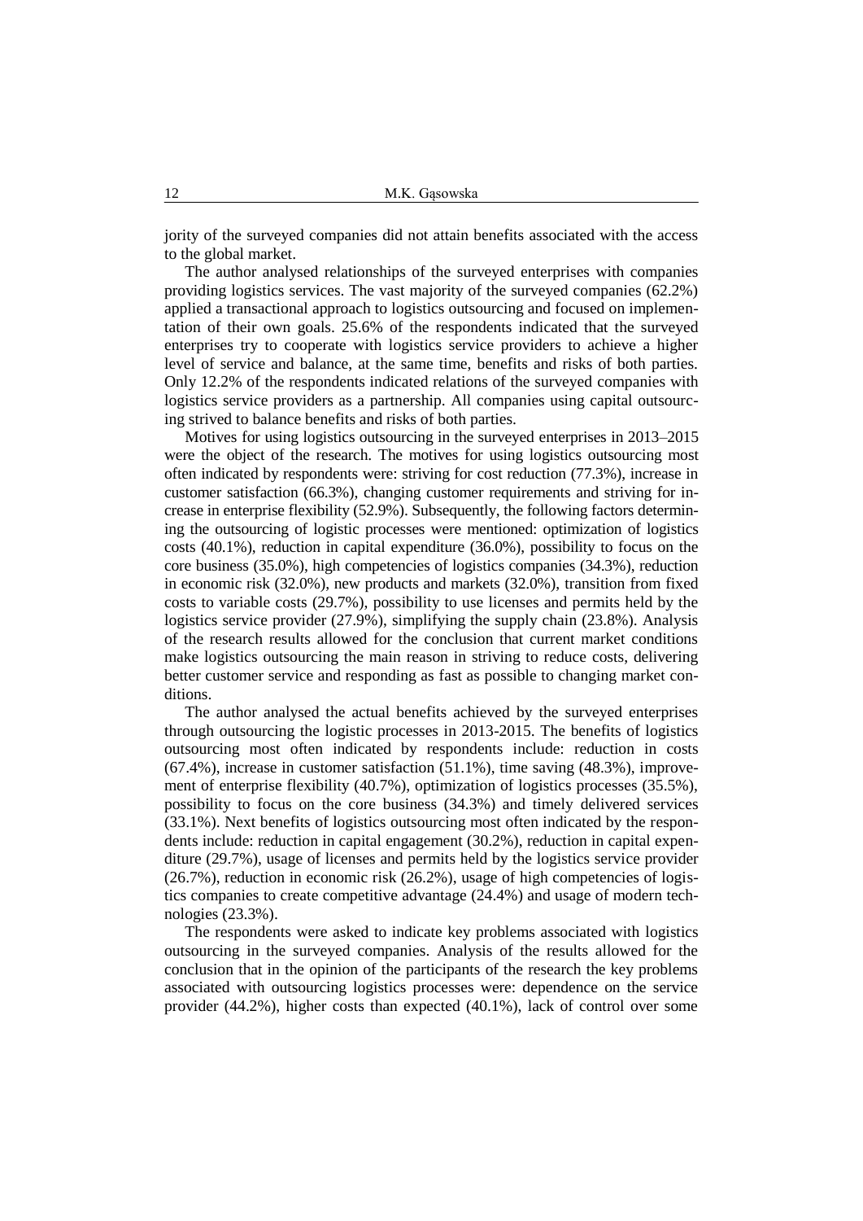jority of the surveyed companies did not attain benefits associated with the access to the global market.

The author analysed relationships of the surveyed enterprises with companies providing logistics services. The vast majority of the surveyed companies (62.2%) applied a transactional approach to logistics outsourcing and focused on implementation of their own goals. 25.6% of the respondents indicated that the surveyed enterprises try to cooperate with logistics service providers to achieve a higher level of service and balance, at the same time, benefits and risks of both parties. Only 12.2% of the respondents indicated relations of the surveyed companies with logistics service providers as a partnership. All companies using capital outsourcing strived to balance benefits and risks of both parties.

Motives for using logistics outsourcing in the surveyed enterprises in 2013–2015 were the object of the research. The motives for using logistics outsourcing most often indicated by respondents were: striving for cost reduction (77.3%), increase in customer satisfaction (66.3%), changing customer requirements and striving for increase in enterprise flexibility (52.9%). Subsequently, the following factors determining the outsourcing of logistic processes were mentioned: optimization of logistics costs (40.1%), reduction in capital expenditure (36.0%), possibility to focus on the core business (35.0%), high competencies of logistics companies (34.3%), reduction in economic risk (32.0%), new products and markets (32.0%), transition from fixed costs to variable costs (29.7%), possibility to use licenses and permits held by the logistics service provider (27.9%), simplifying the supply chain (23.8%). Analysis of the research results allowed for the conclusion that current market conditions make logistics outsourcing the main reason in striving to reduce costs, delivering better customer service and responding as fast as possible to changing market conditions.

The author analysed the actual benefits achieved by the surveyed enterprises through outsourcing the logistic processes in 2013-2015. The benefits of logistics outsourcing most often indicated by respondents include: reduction in costs (67.4%), increase in customer satisfaction (51.1%), time saving (48.3%), improvement of enterprise flexibility (40.7%), optimization of logistics processes (35.5%), possibility to focus on the core business (34.3%) and timely delivered services (33.1%). Next benefits of logistics outsourcing most often indicated by the respondents include: reduction in capital engagement (30.2%), reduction in capital expenditure (29.7%), usage of licenses and permits held by the logistics service provider (26.7%), reduction in economic risk (26.2%), usage of high competencies of logistics companies to create competitive advantage (24.4%) and usage of modern technologies (23.3%).

The respondents were asked to indicate key problems associated with logistics outsourcing in the surveyed companies. Analysis of the results allowed for the conclusion that in the opinion of the participants of the research the key problems associated with outsourcing logistics processes were: dependence on the service provider (44.2%), higher costs than expected (40.1%), lack of control over some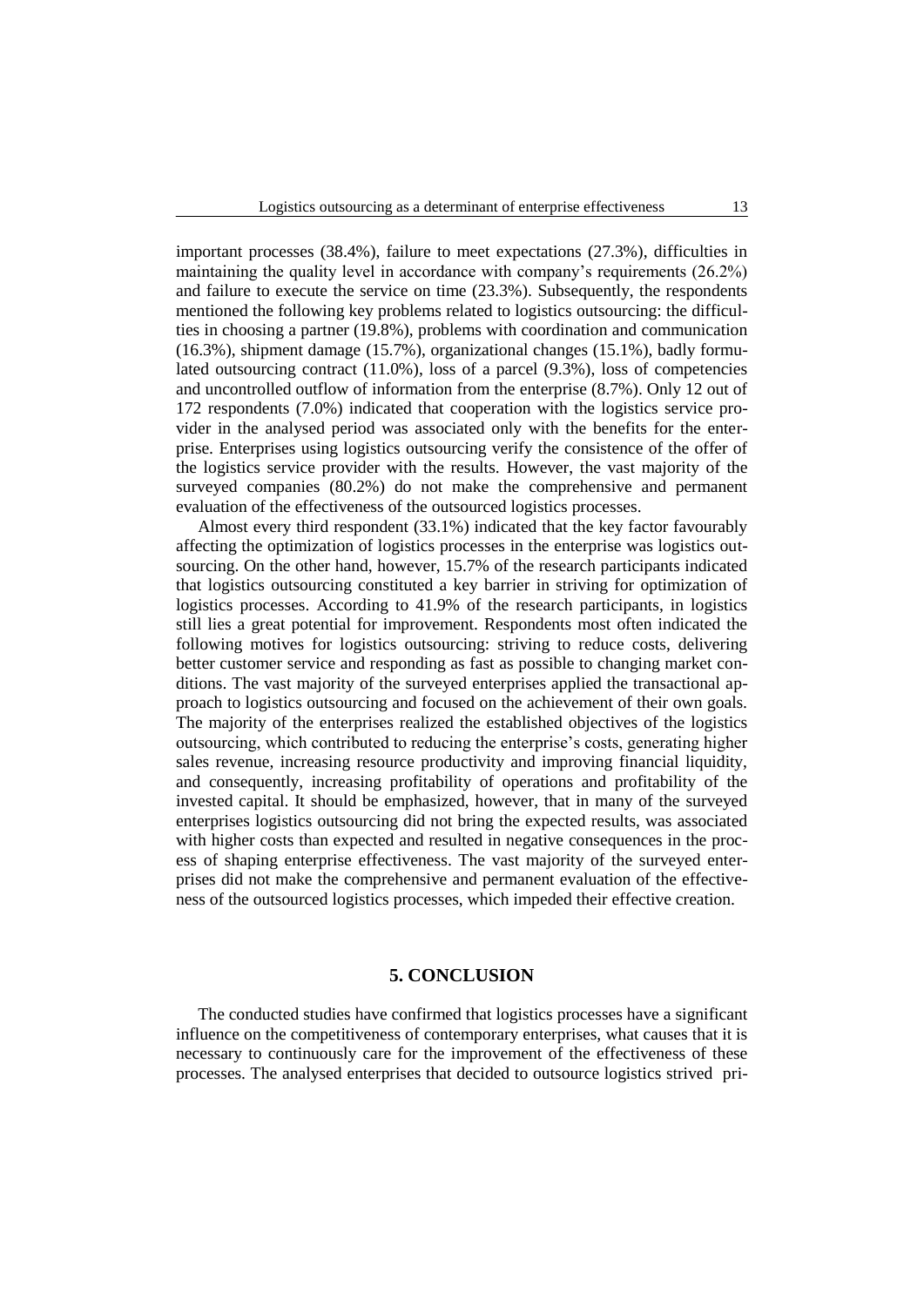important processes (38.4%), failure to meet expectations (27.3%), difficulties in maintaining the quality level in accordance with company's requirements (26.2%) and failure to execute the service on time (23.3%). Subsequently, the respondents mentioned the following key problems related to logistics outsourcing: the difficulties in choosing a partner (19.8%), problems with coordination and communication (16.3%), shipment damage (15.7%), organizational changes (15.1%), badly formulated outsourcing contract (11.0%), loss of a parcel (9.3%), loss of competencies and uncontrolled outflow of information from the enterprise (8.7%). Only 12 out of 172 respondents (7.0%) indicated that cooperation with the logistics service provider in the analysed period was associated only with the benefits for the enterprise. Enterprises using logistics outsourcing verify the consistence of the offer of the logistics service provider with the results. However, the vast majority of the surveyed companies (80.2%) do not make the comprehensive and permanent evaluation of the effectiveness of the outsourced logistics processes.

Almost every third respondent (33.1%) indicated that the key factor favourably affecting the optimization of logistics processes in the enterprise was logistics outsourcing. On the other hand, however, 15.7% of the research participants indicated that logistics outsourcing constituted a key barrier in striving for optimization of logistics processes. According to 41.9% of the research participants, in logistics still lies a great potential for improvement. Respondents most often indicated the following motives for logistics outsourcing: striving to reduce costs, delivering better customer service and responding as fast as possible to changing market conditions. The vast majority of the surveyed enterprises applied the transactional approach to logistics outsourcing and focused on the achievement of their own goals. The majority of the enterprises realized the established objectives of the logistics outsourcing, which contributed to reducing the enterprise's costs, generating higher sales revenue, increasing resource productivity and improving financial liquidity, and consequently, increasing profitability of operations and profitability of the invested capital. It should be emphasized, however, that in many of the surveyed enterprises logistics outsourcing did not bring the expected results, was associated with higher costs than expected and resulted in negative consequences in the process of shaping enterprise effectiveness. The vast majority of the surveyed enterprises did not make the comprehensive and permanent evaluation of the effectiveness of the outsourced logistics processes, which impeded their effective creation.

## 5. CONCLUSION

The conducted studies have confirmed that logistics processes have a significant influence on the competitiveness of contemporary enterprises, what causes that it is necessary to continuously care for the improvement of the effectiveness of these processes. The analysed enterprises that decided to outsource logistics strived pri-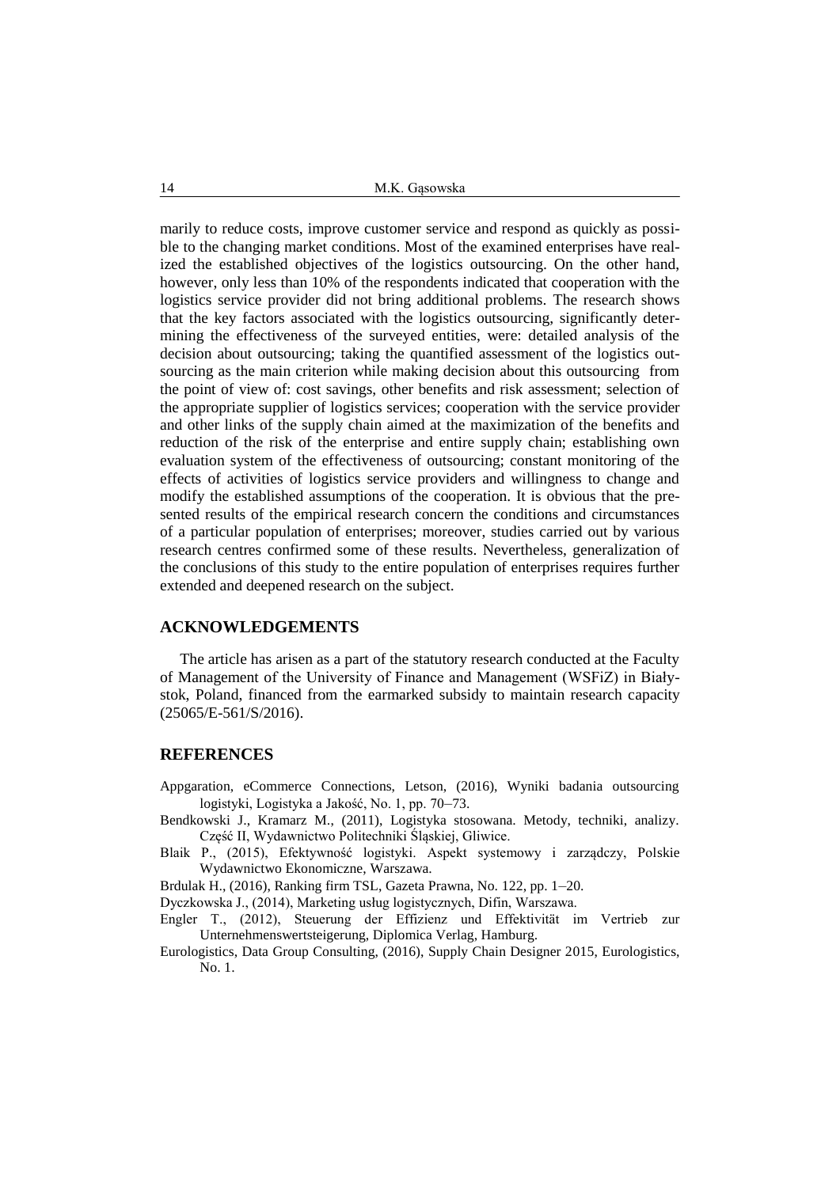marily to reduce costs, improve customer service and respond as quickly as possible to the changing market conditions. Most of the examined enterprises have realized the established objectives of the logistics outsourcing. On the other hand, however, only less than 10% of the respondents indicated that cooperation with the logistics service provider did not bring additional problems. The research shows that the key factors associated with the logistics outsourcing, significantly determining the effectiveness of the surveyed entities, were: detailed analysis of the decision about outsourcing; taking the quantified assessment of the logistics outsourcing as the main criterion while making decision about this outsourcing from the point of view of: cost savings, other benefits and risk assessment; selection of the appropriate supplier of logistics services; cooperation with the service provider and other links of the supply chain aimed at the maximization of the benefits and reduction of the risk of the enterprise and entire supply chain; establishing own evaluation system of the effectiveness of outsourcing; constant monitoring of the effects of activities of logistics service providers and willingness to change and modify the established assumptions of the cooperation. It is obvious that the presented results of the empirical research concern the conditions and circumstances of a particular population of enterprises; moreover, studies carried out by various research centres confirmed some of these results. Nevertheless, generalization of the conclusions of this study to the entire population of enterprises requires further extended and deepened research on the subject.

## ACKNOWLEDGEMENTS

The article has arisen as a part of the statutory research conducted at the Faculty of Management of the University of Finance and Management (WSFiZ) in Białystok, Poland, financed from the earmarked subsidy to maintain research capacity (25065/E-561/S/2016).

## REFERENCES

Appgaration, eCommerce Connections, Letson, (2016), Wyniki badania outsourcing logistyki, Logistyka a Jakość, No. 1, pp. 70–73.

Bendkowski J., Kramarz M., (2011), Logistyka stosowana. Metody, techniki, analizy. Część II, Wydawnictwo Politechniki Śląskiej, Gliwice.

Blaik P., (2015), Efektywność logistyki. Aspekt systemowy i zarządczy, Polskie Wydawnictwo Ekonomiczne, Warszawa.

Brdulak H., (2016), Ranking firm TSL, Gazeta Prawna, No. 122, pp. 1–20.

Dyczkowska J., (2014), Marketing usług logistycznych, Difin, Warszawa.

Engler T., (2012), Steuerung der Effizienz und Effektivität im Vertrieb zur Unternehmenswertsteigerung, Diplomica Verlag, Hamburg.

Eurologistics, Data Group Consulting, (2016), Supply Chain Designer 2015, Eurologistics, No. 1.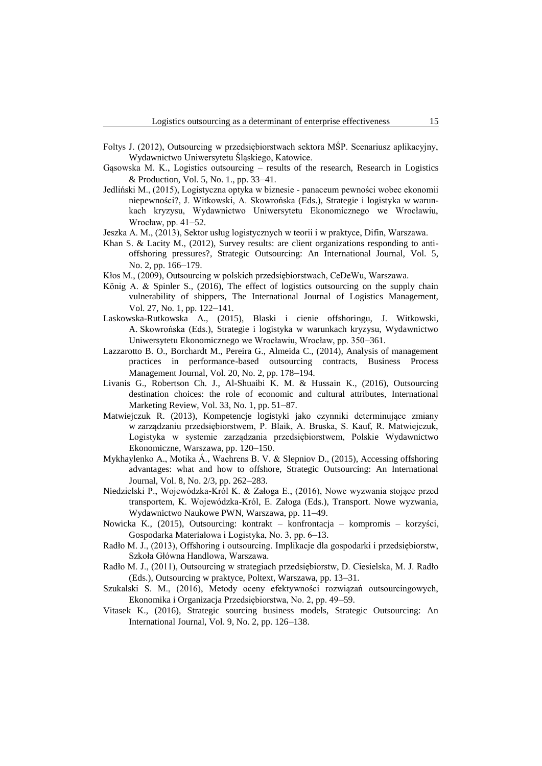Foltys J. (2012), Outsourcing w przedsiębiorstwach sektora MŚP. Scenariusz aplikacyjny, Wydawnictwo Uniwersytetu Śląskiego, Katowice.

Gąsowska M. K., Logistics outsourcing – results of the research, Research in Logistics & Production, Vol. 5, No. 1., pp. 33–41.

Jedliński M., (2015), Logistyczna optyka w biznesie - panaceum pewności wobec ekonomii niepewności?, J. Witkowski, A. Skowrońska (Eds.), Strategie i logistyka w warunkach kryzysu, Wydawnictwo Uniwersytetu Ekonomicznego we Wrocławiu, Wrocław, pp. 41–52.

Jeszka A. M., (2013), Sektor usług logistycznych w teorii i w praktyce, Difin, Warszawa.

Khan S. & Lacity M., (2012), Survey results: are client organizations responding to anti-offshoring pressures?, Strategic Outsourcing: An International Journal, Vol. 5, No. 2, pp. 166–179.

Kłos M., (2009), Outsourcing w polskich przedsiębiorstwach, CeDeWu, Warszawa.

König A. & Spinler S., (2016), The effect of logistics outsourcing on the supply chain vulnerability of shippers, The International Journal of Logistics Management, Vol. 27, No. 1, pp. 122–141.

Laskowska-Rutkowska A., (2015), Blaski i cienie offshoringu, J. Witkowski, A. Skowrońska (Eds.), Strategie i logistyka w warunkach kryzysu, Wydawnictwo Uniwersytetu Ekonomicznego we Wrocławiu, Wrocław, pp. 350–361.

Lazzarotto B. O., Borchardt M., Pereira G., Almeida C., (2014), Analysis of management practices in performance-based outsourcing contracts, Business Process Management Journal, Vol. 20, No. 2, pp. 178–194.

Livanis G., Robertson Ch. J., Al-Shuaibi K. M. & Hussain K., (2016), Outsourcing destination choices: the role of economic and cultural attributes, International Marketing Review, Vol. 33, No. 1, pp. 51–87.

Matwiejczuk R. (2013), Kompetencje logistyki jako czynniki determinujące zmiany w zarządzaniu przedsiębiorstwem, P. Blaik, A. Bruska, S. Kauf, R. Matwiejczuk, Logistyka w systemie zarządzania przedsiębiorstwem, Polskie Wydawnictwo Ekonomiczne, Warszawa, pp. 120–150.

Mykhaylenko A., Motika Á., Waehrens B. V. & Slepniov D., (2015), Accessing offshoring advantages: what and how to offshore, Strategic Outsourcing: An International Journal, Vol. 8, No. 2/3, pp. 262–283.

Niedzielski P., Wojewódzka-Król K. & Załoga E., (2016), Nowe wyzwania stojące przed transportem, K. Wojewódzka-Król, E. Załoga (Eds.), Transport. Nowe wyzwania, Wydawnictwo Naukowe PWN, Warszawa, pp. 11–49.

Nowicka K., (2015), Outsourcing: kontrakt – konfrontacja – kompromis – korzyści, Gospodarka Materiałowa i Logistyka, No. 3, pp. 6–13.

Radło M. J., (2013), Offshoring i outsourcing. Implikacje dla gospodarki i przedsiębiorstw, Szkoła Główna Handlowa, Warszawa.

Radło M. J., (2011), Outsourcing w strategiach przedsiębiorstw, D. Ciesielska, M. J. Radło (Eds.), Outsourcing w praktyce, Poltext, Warszawa, pp. 13–31.

Szukalski S. M., (2016), Metody oceny efektywności rozwiązań outsourcingowych, Ekonomika i Organizacja Przedsiębiorstwa, No. 2, pp. 49–59.

Vitasek K., (2016), Strategic sourcing business models, Strategic Outsourcing: An International Journal, Vol. 9, No. 2, pp. 126–138.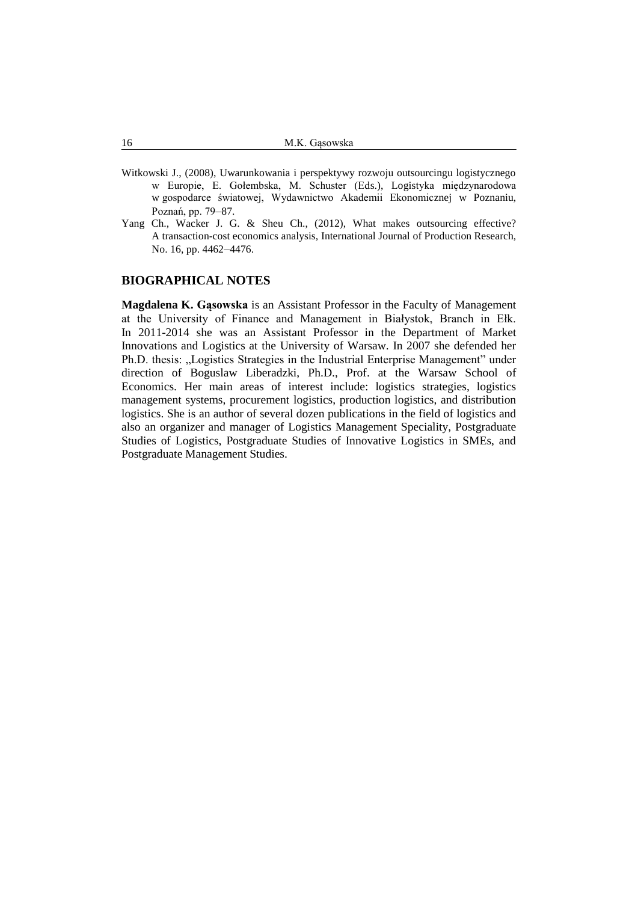Witkowski J., (2008), Uwarunkowania i perspektywy rozwoju outsourcingu logistycznego w Europie, E. Gołembska, M. Schuster (Eds.), Logistyka międzynarodowa w gospodarce światowej, Wydawnictwo Akademii Ekonomicznej w Poznaniu, Poznań, pp. 79–87.

Yang Ch., Wacker J. G. & Sheu Ch., (2012), What makes outsourcing effective? A transaction-cost economics analysis, International Journal of Production Research, No. 16, pp. 4462–4476.

## BIOGRAPHICAL NOTES

**Magdalena K. Gąsowska** is an Assistant Professor in the Faculty of Management at the University of Finance and Management in Białystok, Branch in Ełk. In 2011-2014 she was an Assistant Professor in the Department of Market Innovations and Logistics at the University of Warsaw. In 2007 she defended her Ph.D. thesis: „Logistics Strategies in the Industrial Enterprise Management" under direction of Boguslaw Liberadzki, Ph.D., Prof. at the Warsaw School of Economics. Her main areas of interest include: logistics strategies, logistics management systems, procurement logistics, production logistics, and distribution logistics. She is an author of several dozen publications in the field of logistics and also an organizer and manager of Logistics Management Speciality, Postgraduate Studies of Logistics, Postgraduate Studies of Innovative Logistics in SMEs, and Postgraduate Management Studies.